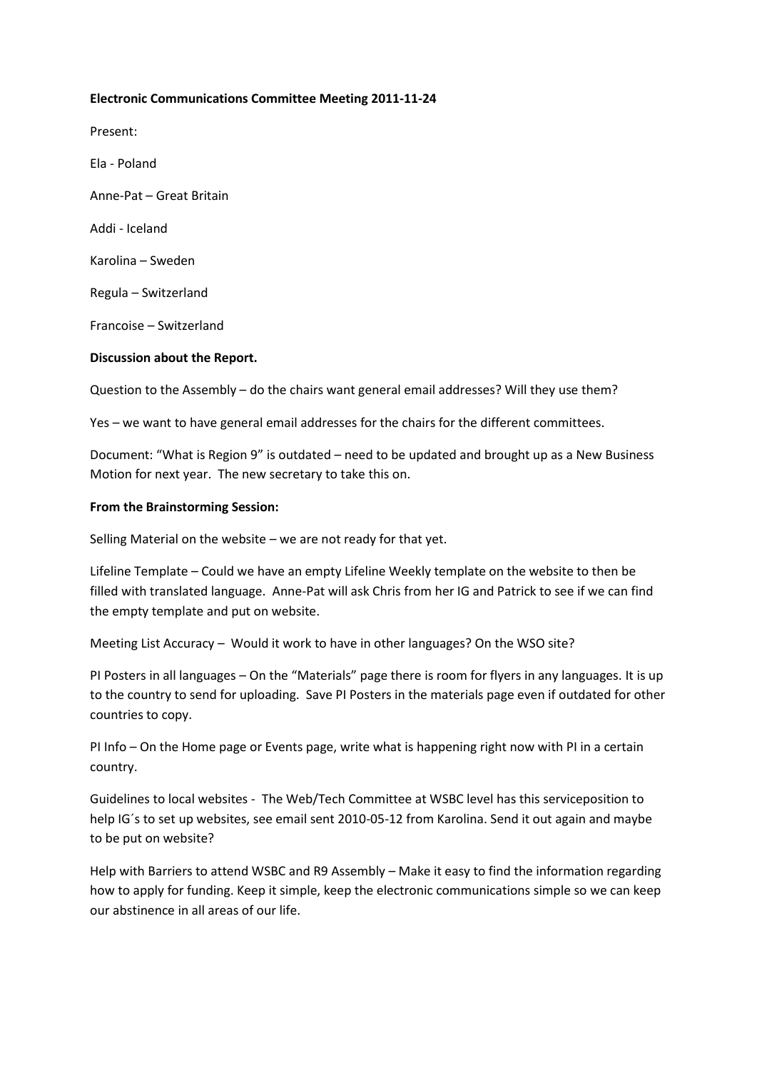**Electronic Communications Committee Meeting 2011-11-24**

Present:

Ela - Poland

Anne-Pat – Great Britain

Addi - Iceland

Karolina – Sweden

Regula – Switzerland

Francoise – Switzerland

**Discussion about the Report.**

Question to the Assembly – do the chairs want general email addresses? Will they use them?

Yes – we want to have general email addresses for the chairs for the different committees.

Document: "What is Region 9" is outdated – need to be updated and brought up as a New Business Motion for next year. The new secretary to take this on.

**From the Brainstorming Session:**

Selling Material on the website – we are not ready for that yet.

Lifeline Template – Could we have an empty Lifeline Weekly template on the website to then be filled with translated language. Anne-Pat will ask Chris from her IG and Patrick to see if we can find the empty template and put on website.

Meeting List Accuracy – Would it work to have in other languages? On the WSO site?

PI Posters in all languages – On the "Materials" page there is room for flyers in any languages. It is up to the country to send for uploading. Save PI Posters in the materials page even if outdated for other countries to copy.

PI Info – On the Home page or Events page, write what is happening right now with PI in a certain country.

Guidelines to local websites - The Web/Tech Committee at WSBC level has this serviceposition to help IG´s to set up websites, see email sent 2010-05-12 from Karolina. Send it out again and maybe to be put on website?

Help with Barriers to attend WSBC and R9 Assembly – Make it easy to find the information regarding how to apply for funding. Keep it simple, keep the electronic communications simple so we can keep our abstinence in all areas of our life.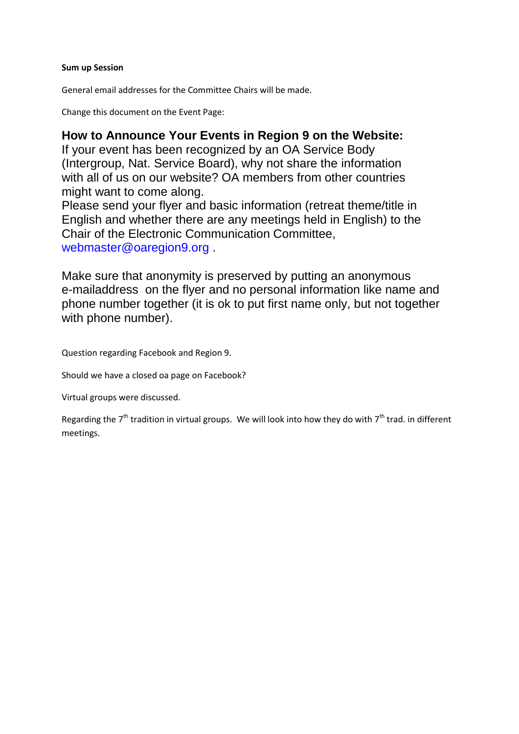**Sum up Session**

General email addresses for the Committee Chairs will be made.

Change this document on the Event Page:

### How to Announce Your Events in Region 9 on the Website:

If your event has been recognized by an OA Service Body (Intergroup, Nat. Service Board), why not share the information with all of us on our website? OA members from other countries might want to come along.
Please send your flyer and basic information (retreat theme/title in English and whether there are any meetings held in English) to the Chair of the Electronic Communication Committee, webmaster@oaregion9.org .

Make sure that anonymity is preserved by putting an anonymous e-mailaddress on the flyer and no personal information like name and phone number together (it is ok to put first name only, but not together with phone number).

Question regarding Facebook and Region 9.

Should we have a closed oa page on Facebook?

Virtual groups were discussed.

Regarding the 7th tradition in virtual groups. We will look into how they do with 7th trad. in different meetings.